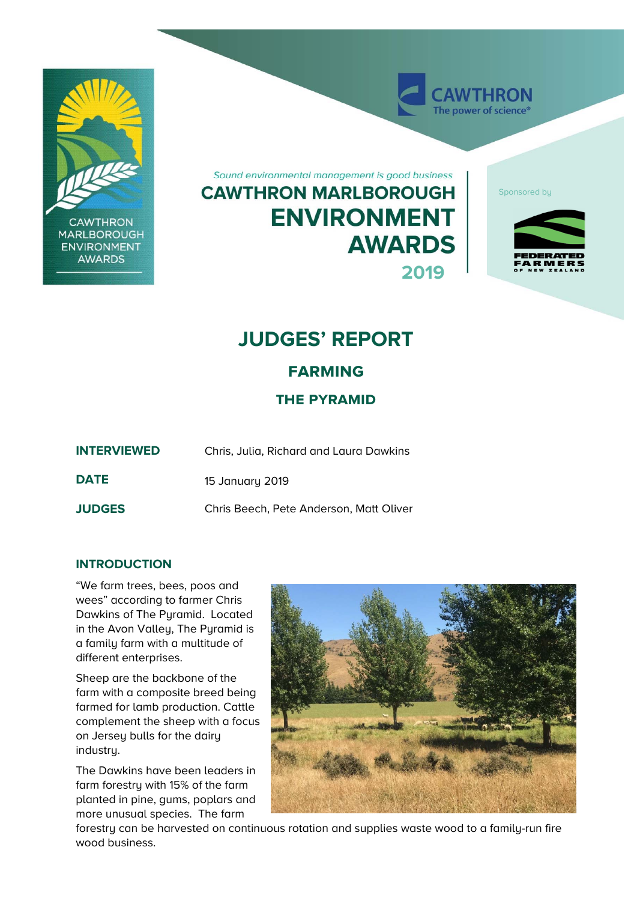*Sound environmental management is good business*

# CAWTHRON MARLBOROUGH ENVIRONMENT AWARDS 2019

Sponsored by

# JUDGES' REPORT

## FARMING

## THE PYRAMID

| | |
|---|---|
| **INTERVIEWED** | Chris, Julia, Richard and Laura Dawkins |
| **DATE** | 15 January 2019 |
| **JUDGES** | Chris Beech, Pete Anderson, Matt Oliver |

### INTRODUCTION

"We farm trees, bees, poos and wees" according to farmer Chris Dawkins of The Pyramid. Located in the Avon Valley, The Pyramid is a family farm with a multitude of different enterprises.

Sheep are the backbone of the farm with a composite breed being farmed for lamb production. Cattle complement the sheep with a focus on Jersey bulls for the dairy industry.

The Dawkins have been leaders in farm forestry with 15% of the farm planted in pine, gums, poplars and more unusual species. The farm forestry can be harvested on continuous rotation and supplies waste wood to a family-run fire wood business.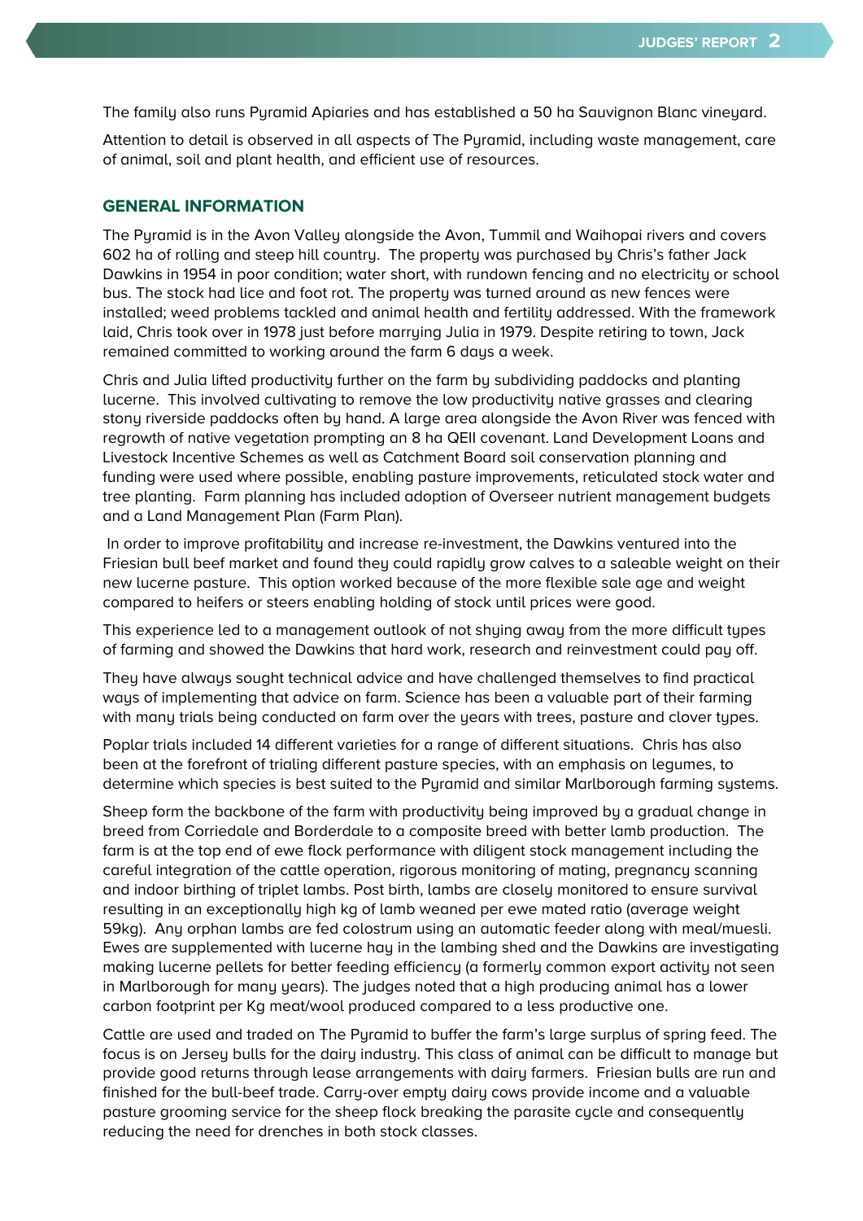The family also runs Pyramid Apiaries and has established a 50 ha Sauvignon Blanc vineyard.

Attention to detail is observed in all aspects of The Pyramid, including waste management, care of animal, soil and plant health, and efficient use of resources.

## GENERAL INFORMATION

The Pyramid is in the Avon Valley alongside the Avon, Tummil and Waihopai rivers and covers 602 ha of rolling and steep hill country. The property was purchased by Chris's father Jack Dawkins in 1954 in poor condition; water short, with rundown fencing and no electricity or school bus. The stock had lice and foot rot. The property was turned around as new fences were installed; weed problems tackled and animal health and fertility addressed. With the framework laid, Chris took over in 1978 just before marrying Julia in 1979. Despite retiring to town, Jack remained committed to working around the farm 6 days a week.

Chris and Julia lifted productivity further on the farm by subdividing paddocks and planting lucerne. This involved cultivating to remove the low productivity native grasses and clearing stony riverside paddocks often by hand. A large area alongside the Avon River was fenced with regrowth of native vegetation prompting an 8 ha QEII covenant. Land Development Loans and Livestock Incentive Schemes as well as Catchment Board soil conservation planning and funding were used where possible, enabling pasture improvements, reticulated stock water and tree planting. Farm planning has included adoption of Overseer nutrient management budgets and a Land Management Plan (Farm Plan).

In order to improve profitability and increase re-investment, the Dawkins ventured into the Friesian bull beef market and found they could rapidly grow calves to a saleable weight on their new lucerne pasture. This option worked because of the more flexible sale age and weight compared to heifers or steers enabling holding of stock until prices were good.

This experience led to a management outlook of not shying away from the more difficult types of farming and showed the Dawkins that hard work, research and reinvestment could pay off.

They have always sought technical advice and have challenged themselves to find practical ways of implementing that advice on farm. Science has been a valuable part of their farming with many trials being conducted on farm over the years with trees, pasture and clover types.

Poplar trials included 14 different varieties for a range of different situations. Chris has also been at the forefront of trialing different pasture species, with an emphasis on legumes, to determine which species is best suited to the Pyramid and similar Marlborough farming systems.

Sheep form the backbone of the farm with productivity being improved by a gradual change in breed from Corriedale and Borderdale to a composite breed with better lamb production. The farm is at the top end of ewe flock performance with diligent stock management including the careful integration of the cattle operation, rigorous monitoring of mating, pregnancy scanning and indoor birthing of triplet lambs. Post birth, lambs are closely monitored to ensure survival resulting in an exceptionally high kg of lamb weaned per ewe mated ratio (average weight 59kg). Any orphan lambs are fed colostrum using an automatic feeder along with meal/muesli. Ewes are supplemented with lucerne hay in the lambing shed and the Dawkins are investigating making lucerne pellets for better feeding efficiency (a formerly common export activity not seen in Marlborough for many years). The judges noted that a high producing animal has a lower carbon footprint per Kg meat/wool produced compared to a less productive one.

Cattle are used and traded on The Pyramid to buffer the farm's large surplus of spring feed. The focus is on Jersey bulls for the dairy industry. This class of animal can be difficult to manage but provide good returns through lease arrangements with dairy farmers. Friesian bulls are run and finished for the bull-beef trade. Carry-over empty dairy cows provide income and a valuable pasture grooming service for the sheep flock breaking the parasite cycle and consequently reducing the need for drenches in both stock classes.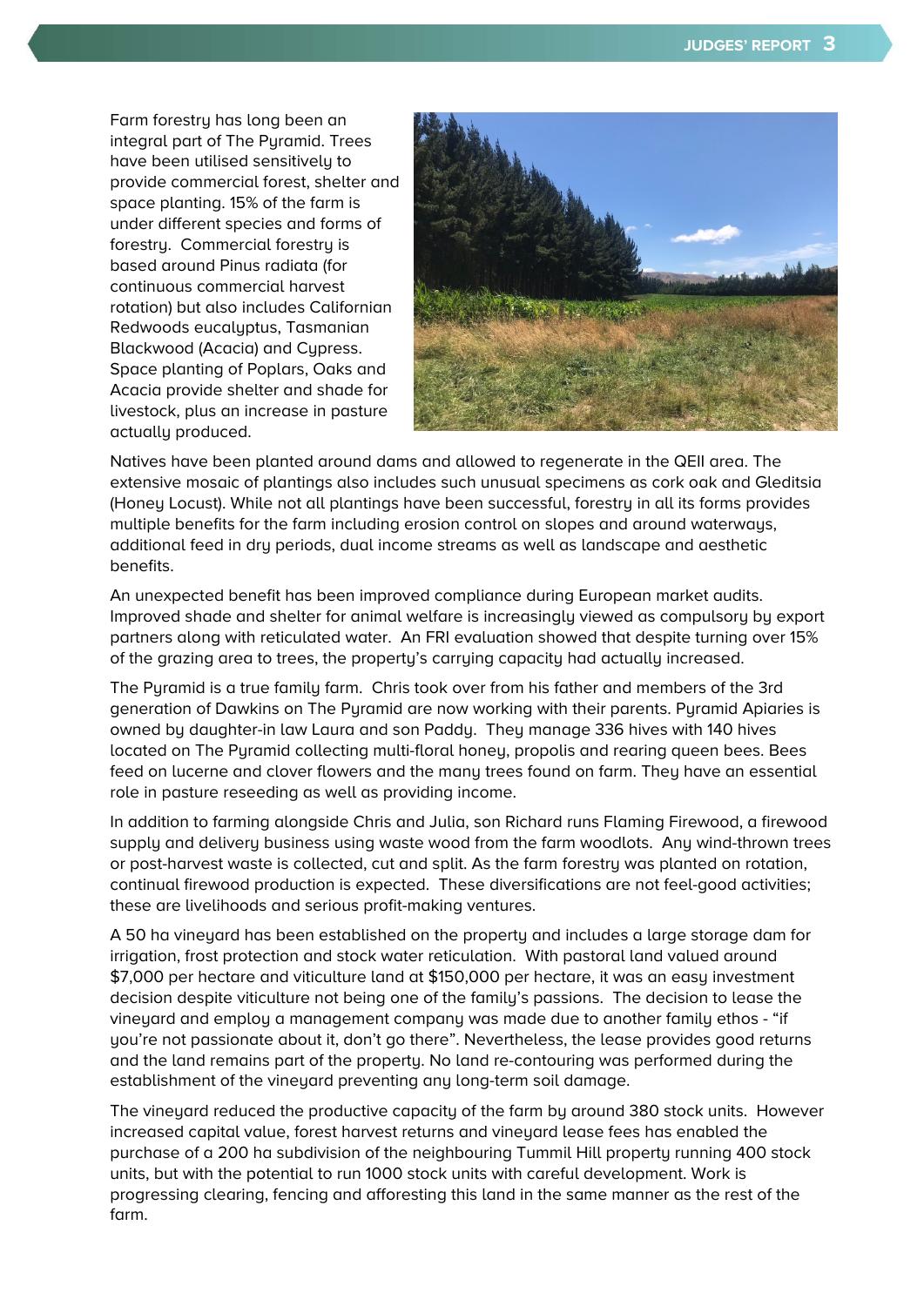Farm forestry has long been an integral part of The Pyramid. Trees have been utilised sensitively to provide commercial forest, shelter and space planting. 15% of the farm is under different species and forms of forestry. Commercial forestry is based around Pinus radiata (for continuous commercial harvest rotation) but also includes Californian Redwoods eucalyptus, Tasmanian Blackwood (Acacia) and Cypress. Space planting of Poplars, Oaks and Acacia provide shelter and shade for livestock, plus an increase in pasture actually produced.

Natives have been planted around dams and allowed to regenerate in the QEII area. The extensive mosaic of plantings also includes such unusual specimens as cork oak and Gleditsia (Honey Locust). While not all plantings have been successful, forestry in all its forms provides multiple benefits for the farm including erosion control on slopes and around waterways, additional feed in dry periods, dual income streams as well as landscape and aesthetic benefits.

An unexpected benefit has been improved compliance during European market audits. Improved shade and shelter for animal welfare is increasingly viewed as compulsory by export partners along with reticulated water. An FRI evaluation showed that despite turning over 15% of the grazing area to trees, the property's carrying capacity had actually increased.

The Pyramid is a true family farm. Chris took over from his father and members of the 3rd generation of Dawkins on The Pyramid are now working with their parents. Pyramid Apiaries is owned by daughter-in law Laura and son Paddy. They manage 336 hives with 140 hives located on The Pyramid collecting multi-floral honey, propolis and rearing queen bees. Bees feed on lucerne and clover flowers and the many trees found on farm. They have an essential role in pasture reseeding as well as providing income.

In addition to farming alongside Chris and Julia, son Richard runs Flaming Firewood, a firewood supply and delivery business using waste wood from the farm woodlots. Any wind-thrown trees or post-harvest waste is collected, cut and split. As the farm forestry was planted on rotation, continual firewood production is expected. These diversifications are not feel-good activities; these are livelihoods and serious profit-making ventures.

A 50 ha vineyard has been established on the property and includes a large storage dam for irrigation, frost protection and stock water reticulation. With pastoral land valued around $7,000 per hectare and viticulture land at $150,000 per hectare, it was an easy investment decision despite viticulture not being one of the family's passions. The decision to lease the vineyard and employ a management company was made due to another family ethos - "if you're not passionate about it, don't go there". Nevertheless, the lease provides good returns and the land remains part of the property. No land re-contouring was performed during the establishment of the vineyard preventing any long-term soil damage.

The vineyard reduced the productive capacity of the farm by around 380 stock units. However increased capital value, forest harvest returns and vineyard lease fees has enabled the purchase of a 200 ha subdivision of the neighbouring Tummil Hill property running 400 stock units, but with the potential to run 1000 stock units with careful development. Work is progressing clearing, fencing and afforesting this land in the same manner as the rest of the farm.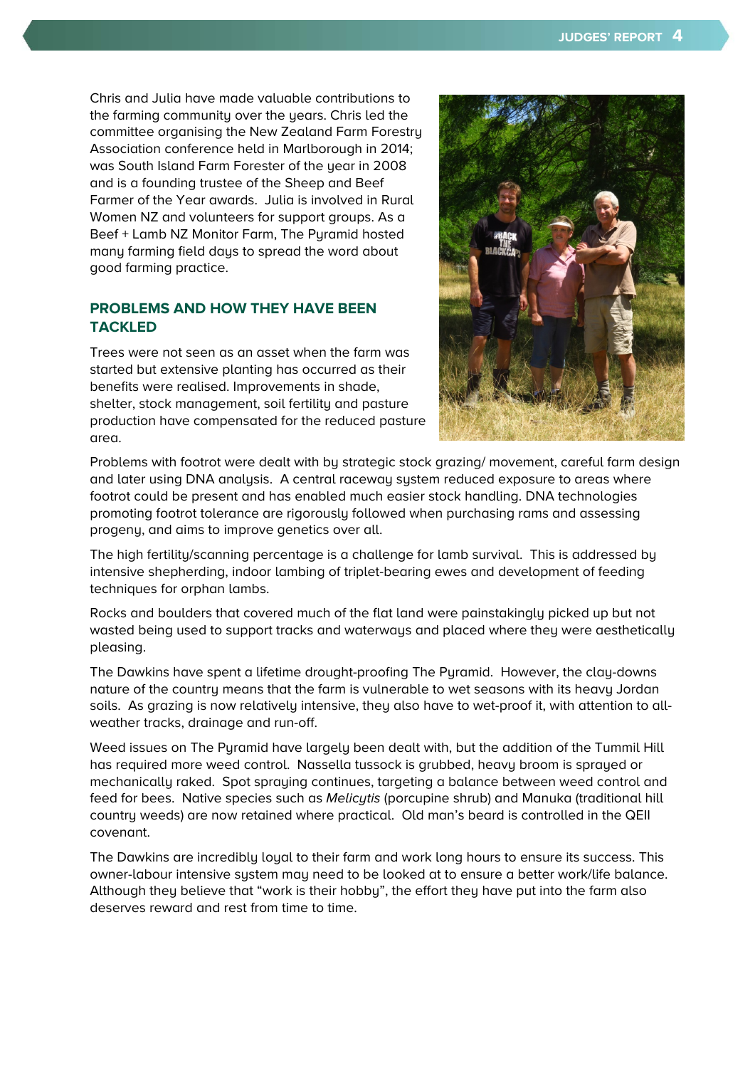Chris and Julia have made valuable contributions to the farming community over the years. Chris led the committee organising the New Zealand Farm Forestry Association conference held in Marlborough in 2014; was South Island Farm Forester of the year in 2008 and is a founding trustee of the Sheep and Beef Farmer of the Year awards. Julia is involved in Rural Women NZ and volunteers for support groups. As a Beef + Lamb NZ Monitor Farm, The Pyramid hosted many farming field days to spread the word about good farming practice.

## PROBLEMS AND HOW THEY HAVE BEEN TACKLED

Trees were not seen as an asset when the farm was started but extensive planting has occurred as their benefits were realised. Improvements in shade, shelter, stock management, soil fertility and pasture production have compensated for the reduced pasture area.

Problems with footrot were dealt with by strategic stock grazing/ movement, careful farm design and later using DNA analysis. A central raceway system reduced exposure to areas where footrot could be present and has enabled much easier stock handling. DNA technologies promoting footrot tolerance are rigorously followed when purchasing rams and assessing progeny, and aims to improve genetics over all.

The high fertility/scanning percentage is a challenge for lamb survival. This is addressed by intensive shepherding, indoor lambing of triplet-bearing ewes and development of feeding techniques for orphan lambs.

Rocks and boulders that covered much of the flat land were painstakingly picked up but not wasted being used to support tracks and waterways and placed where they were aesthetically pleasing.

The Dawkins have spent a lifetime drought-proofing The Pyramid. However, the clay-downs nature of the country means that the farm is vulnerable to wet seasons with its heavy Jordan soils. As grazing is now relatively intensive, they also have to wet-proof it, with attention to all-weather tracks, drainage and run-off.

Weed issues on The Pyramid have largely been dealt with, but the addition of the Tummil Hill has required more weed control. Nassella tussock is grubbed, heavy broom is sprayed or mechanically raked. Spot spraying continues, targeting a balance between weed control and feed for bees. Native species such as *Melicytis* (porcupine shrub) and Manuka (traditional hill country weeds) are now retained where practical. Old man's beard is controlled in the QEII covenant.

The Dawkins are incredibly loyal to their farm and work long hours to ensure its success. This owner-labour intensive system may need to be looked at to ensure a better work/life balance. Although they believe that "work is their hobby", the effort they have put into the farm also deserves reward and rest from time to time.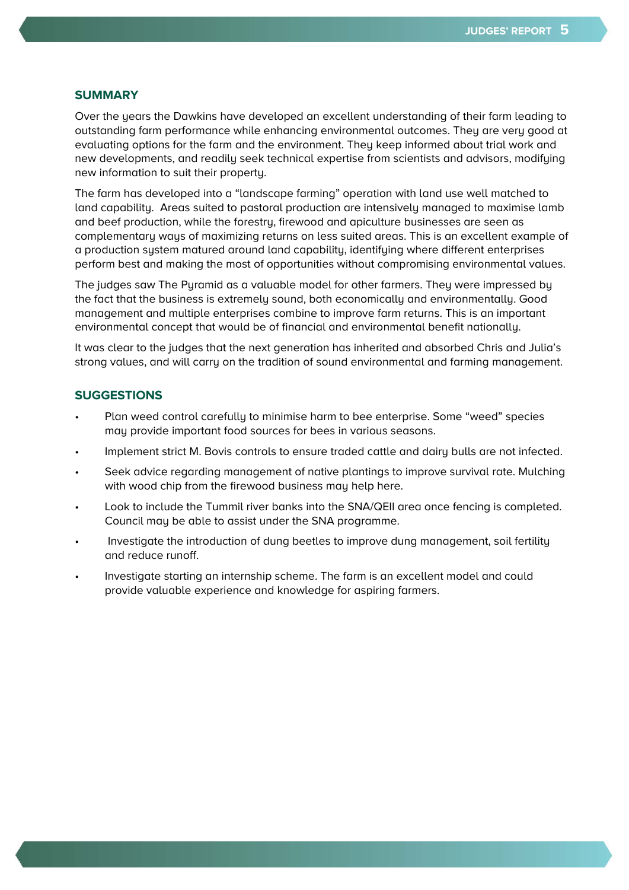## SUMMARY

Over the years the Dawkins have developed an excellent understanding of their farm leading to outstanding farm performance while enhancing environmental outcomes. They are very good at evaluating options for the farm and the environment. They keep informed about trial work and new developments, and readily seek technical expertise from scientists and advisors, modifying new information to suit their property.

The farm has developed into a "landscape farming" operation with land use well matched to land capability. Areas suited to pastoral production are intensively managed to maximise lamb and beef production, while the forestry, firewood and apiculture businesses are seen as complementary ways of maximizing returns on less suited areas. This is an excellent example of a production system matured around land capability, identifying where different enterprises perform best and making the most of opportunities without compromising environmental values.

The judges saw The Pyramid as a valuable model for other farmers. They were impressed by the fact that the business is extremely sound, both economically and environmentally. Good management and multiple enterprises combine to improve farm returns. This is an important environmental concept that would be of financial and environmental benefit nationally.

It was clear to the judges that the next generation has inherited and absorbed Chris and Julia's strong values, and will carry on the tradition of sound environmental and farming management.

## SUGGESTIONS

- Plan weed control carefully to minimise harm to bee enterprise. Some "weed" species may provide important food sources for bees in various seasons.
- Implement strict M. Bovis controls to ensure traded cattle and dairy bulls are not infected.
- Seek advice regarding management of native plantings to improve survival rate. Mulching with wood chip from the firewood business may help here.
- Look to include the Tummil river banks into the SNA/QEII area once fencing is completed. Council may be able to assist under the SNA programme.
- Investigate the introduction of dung beetles to improve dung management, soil fertility and reduce runoff.
- Investigate starting an internship scheme. The farm is an excellent model and could provide valuable experience and knowledge for aspiring farmers.